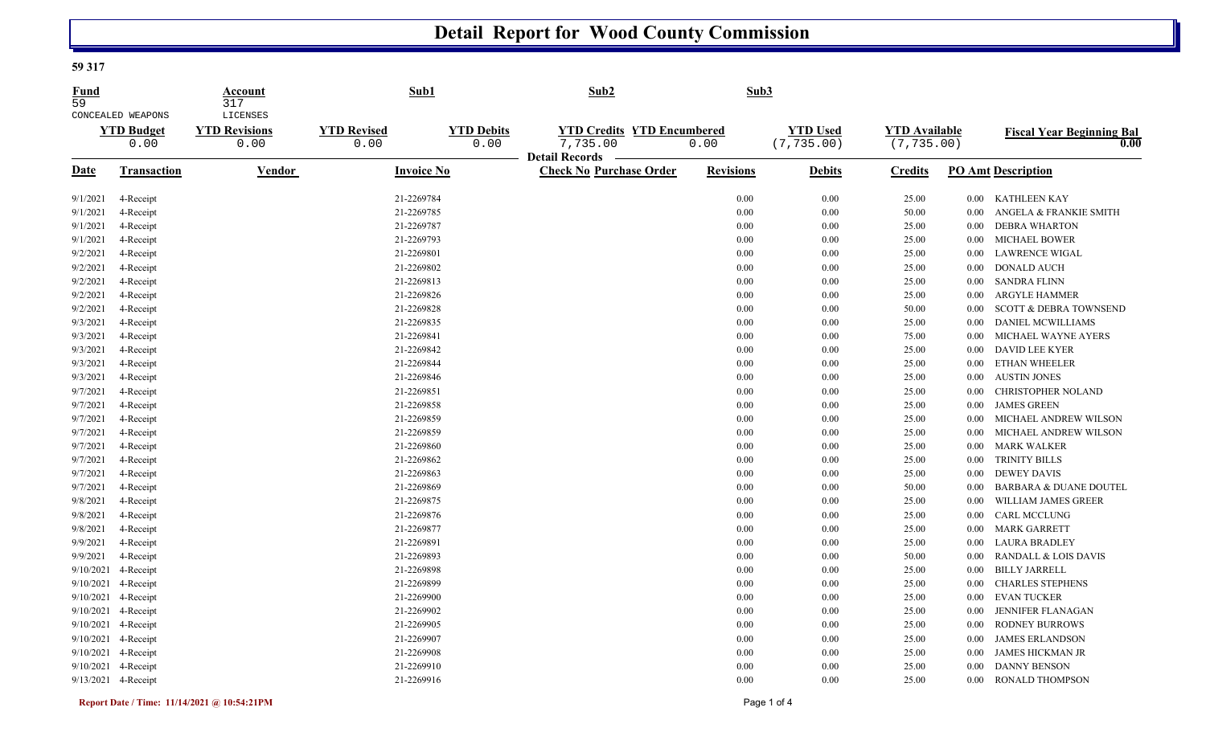# Detail Report for Wood County Commission

**59 317**

| Fund | Account | Sub1 | Sub2 | Sub3 |
|---|---|---|---|---|
| 59 | 317 | | | |
| CONCEALED WEAPONS | LICENSES | | | |

| YTD Budget | YTD Revisions | YTD Revised | YTD Debits | YTD Credits | YTD Encumbered | YTD Used | YTD Available | Fiscal Year Beginning Bal |
|---|---|---|---|---|---|---|---|---|
| 0.00 | 0.00 | 0.00 | 0.00 | 7,735.00 | 0.00 | (7,735.00) | (7,735.00) | 0.00 |

**Detail Records**

| Date | Transaction | Vendor | Invoice No | Check No | Purchase Order | Revisions | Debits | Credits | PO Amt | Description |
|---|---|---|---|---|---|---|---|---|---|---|
| 9/1/2021 | 4-Receipt | | 21-2269784 | | | 0.00 | 0.00 | 25.00 | 0.00 | KATHLEEN KAY |
| 9/1/2021 | 4-Receipt | | 21-2269785 | | | 0.00 | 0.00 | 50.00 | 0.00 | ANGELA & FRANKIE SMITH |
| 9/1/2021 | 4-Receipt | | 21-2269787 | | | 0.00 | 0.00 | 25.00 | 0.00 | DEBRA WHARTON |
| 9/1/2021 | 4-Receipt | | 21-2269793 | | | 0.00 | 0.00 | 25.00 | 0.00 | MICHAEL BOWER |
| 9/2/2021 | 4-Receipt | | 21-2269801 | | | 0.00 | 0.00 | 25.00 | 0.00 | LAWRENCE WIGAL |
| 9/2/2021 | 4-Receipt | | 21-2269802 | | | 0.00 | 0.00 | 25.00 | 0.00 | DONALD AUCH |
| 9/2/2021 | 4-Receipt | | 21-2269813 | | | 0.00 | 0.00 | 25.00 | 0.00 | SANDRA FLINN |
| 9/2/2021 | 4-Receipt | | 21-2269826 | | | 0.00 | 0.00 | 25.00 | 0.00 | ARGYLE HAMMER |
| 9/2/2021 | 4-Receipt | | 21-2269828 | | | 0.00 | 0.00 | 50.00 | 0.00 | SCOTT & DEBRA TOWNSEND |
| 9/3/2021 | 4-Receipt | | 21-2269835 | | | 0.00 | 0.00 | 25.00 | 0.00 | DANIEL MCWILLIAMS |
| 9/3/2021 | 4-Receipt | | 21-2269841 | | | 0.00 | 0.00 | 75.00 | 0.00 | MICHAEL WAYNE AYERS |
| 9/3/2021 | 4-Receipt | | 21-2269842 | | | 0.00 | 0.00 | 25.00 | 0.00 | DAVID LEE KYER |
| 9/3/2021 | 4-Receipt | | 21-2269844 | | | 0.00 | 0.00 | 25.00 | 0.00 | ETHAN WHEELER |
| 9/3/2021 | 4-Receipt | | 21-2269846 | | | 0.00 | 0.00 | 25.00 | 0.00 | AUSTIN JONES |
| 9/7/2021 | 4-Receipt | | 21-2269851 | | | 0.00 | 0.00 | 25.00 | 0.00 | CHRISTOPHER NOLAND |
| 9/7/2021 | 4-Receipt | | 21-2269858 | | | 0.00 | 0.00 | 25.00 | 0.00 | JAMES GREEN |
| 9/7/2021 | 4-Receipt | | 21-2269859 | | | 0.00 | 0.00 | 25.00 | 0.00 | MICHAEL ANDREW WILSON |
| 9/7/2021 | 4-Receipt | | 21-2269859 | | | 0.00 | 0.00 | 25.00 | 0.00 | MICHAEL ANDREW WILSON |
| 9/7/2021 | 4-Receipt | | 21-2269860 | | | 0.00 | 0.00 | 25.00 | 0.00 | MARK WALKER |
| 9/7/2021 | 4-Receipt | | 21-2269862 | | | 0.00 | 0.00 | 25.00 | 0.00 | TRINITY BILLS |
| 9/7/2021 | 4-Receipt | | 21-2269863 | | | 0.00 | 0.00 | 25.00 | 0.00 | DEWEY DAVIS |
| 9/7/2021 | 4-Receipt | | 21-2269869 | | | 0.00 | 0.00 | 50.00 | 0.00 | BARBARA & DUANE DOUTEL |
| 9/8/2021 | 4-Receipt | | 21-2269875 | | | 0.00 | 0.00 | 25.00 | 0.00 | WILLIAM JAMES GREER |
| 9/8/2021 | 4-Receipt | | 21-2269876 | | | 0.00 | 0.00 | 25.00 | 0.00 | CARL MCCLUNG |
| 9/8/2021 | 4-Receipt | | 21-2269877 | | | 0.00 | 0.00 | 25.00 | 0.00 | MARK GARRETT |
| 9/9/2021 | 4-Receipt | | 21-2269891 | | | 0.00 | 0.00 | 25.00 | 0.00 | LAURA BRADLEY |
| 9/9/2021 | 4-Receipt | | 21-2269893 | | | 0.00 | 0.00 | 50.00 | 0.00 | RANDALL & LOIS DAVIS |
| 9/10/2021 | 4-Receipt | | 21-2269898 | | | 0.00 | 0.00 | 25.00 | 0.00 | BILLY JARRELL |
| 9/10/2021 | 4-Receipt | | 21-2269899 | | | 0.00 | 0.00 | 25.00 | 0.00 | CHARLES STEPHENS |
| 9/10/2021 | 4-Receipt | | 21-2269900 | | | 0.00 | 0.00 | 25.00 | 0.00 | EVAN TUCKER |
| 9/10/2021 | 4-Receipt | | 21-2269902 | | | 0.00 | 0.00 | 25.00 | 0.00 | JENNIFER FLANAGAN |
| 9/10/2021 | 4-Receipt | | 21-2269905 | | | 0.00 | 0.00 | 25.00 | 0.00 | RODNEY BURROWS |
| 9/10/2021 | 4-Receipt | | 21-2269907 | | | 0.00 | 0.00 | 25.00 | 0.00 | JAMES ERLANDSON |
| 9/10/2021 | 4-Receipt | | 21-2269908 | | | 0.00 | 0.00 | 25.00 | 0.00 | JAMES HICKMAN JR |
| 9/10/2021 | 4-Receipt | | 21-2269910 | | | 0.00 | 0.00 | 25.00 | 0.00 | DANNY BENSON |
| 9/13/2021 | 4-Receipt | | 21-2269916 | | | 0.00 | 0.00 | 25.00 | 0.00 | RONALD THOMPSON |

**Report Date / Time: 11/14/2021 @ 10:54:21PM**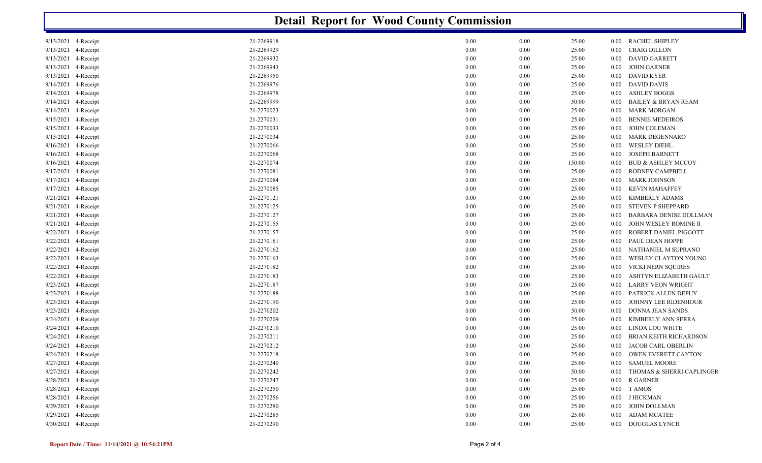# Detail Report for Wood County Commission

| Date | Type | Receipt # | | | | | Name |
|---|---|---|---|---|---|---|---|
| 9/13/2021 | 4-Receipt | 21-2269918 | 0.00 | 0.00 | 25.00 | 0.00 | RACHEL SHIPLEY |
| 9/13/2021 | 4-Receipt | 21-2269929 | 0.00 | 0.00 | 25.00 | 0.00 | CRAIG DILLON |
| 9/13/2021 | 4-Receipt | 21-2269932 | 0.00 | 0.00 | 25.00 | 0.00 | DAVID GARRETT |
| 9/13/2021 | 4-Receipt | 21-2269943 | 0.00 | 0.00 | 25.00 | 0.00 | JOHN GARNER |
| 9/13/2021 | 4-Receipt | 21-2269950 | 0.00 | 0.00 | 25.00 | 0.00 | DAVID KYER |
| 9/14/2021 | 4-Receipt | 21-2269976 | 0.00 | 0.00 | 25.00 | 0.00 | DAVID DAVIS |
| 9/14/2021 | 4-Receipt | 21-2269978 | 0.00 | 0.00 | 25.00 | 0.00 | ASHLEY BOGGS |
| 9/14/2021 | 4-Receipt | 21-2269999 | 0.00 | 0.00 | 50.00 | 0.00 | BAILEY & BRYAN REAM |
| 9/14/2021 | 4-Receipt | 21-2270023 | 0.00 | 0.00 | 25.00 | 0.00 | MARK MORGAN |
| 9/15/2021 | 4-Receipt | 21-2270031 | 0.00 | 0.00 | 25.00 | 0.00 | BENNIE MEDEIROS |
| 9/15/2021 | 4-Receipt | 21-2270033 | 0.00 | 0.00 | 25.00 | 0.00 | JOHN COLEMAN |
| 9/15/2021 | 4-Receipt | 21-2270034 | 0.00 | 0.00 | 25.00 | 0.00 | MARK DEGENNARO |
| 9/16/2021 | 4-Receipt | 21-2270066 | 0.00 | 0.00 | 25.00 | 0.00 | WESLEY DIEHL |
| 9/16/2021 | 4-Receipt | 21-2270068 | 0.00 | 0.00 | 25.00 | 0.00 | JOSEPH BARNETT |
| 9/16/2021 | 4-Receipt | 21-2270074 | 0.00 | 0.00 | 150.00 | 0.00 | BUD & ASHLEY MCCOY |
| 9/17/2021 | 4-Receipt | 21-2270081 | 0.00 | 0.00 | 25.00 | 0.00 | RODNEY CAMPBELL |
| 9/17/2021 | 4-Receipt | 21-2270084 | 0.00 | 0.00 | 25.00 | 0.00 | MARK JOHNSON |
| 9/17/2021 | 4-Receipt | 21-2270085 | 0.00 | 0.00 | 25.00 | 0.00 | KEVIN MAHAFFEY |
| 9/21/2021 | 4-Receipt | 21-2270121 | 0.00 | 0.00 | 25.00 | 0.00 | KIMBERLY ADAMS |
| 9/21/2021 | 4-Receipt | 21-2270125 | 0.00 | 0.00 | 25.00 | 0.00 | STEVEN P SHEPPARD |
| 9/21/2021 | 4-Receipt | 21-2270127 | 0.00 | 0.00 | 25.00 | 0.00 | BARBARA DENISE DOLLMAN |
| 9/21/2021 | 4-Receipt | 21-2270155 | 0.00 | 0.00 | 25.00 | 0.00 | JOHN WESLEY ROMINE II |
| 9/22/2021 | 4-Receipt | 21-2270157 | 0.00 | 0.00 | 25.00 | 0.00 | ROBERT DANIEL PIGGOTT |
| 9/22/2021 | 4-Receipt | 21-2270161 | 0.00 | 0.00 | 25.00 | 0.00 | PAUL DEAN HOPPE |
| 9/22/2021 | 4-Receipt | 21-2270162 | 0.00 | 0.00 | 25.00 | 0.00 | NATHANIEL M SUPRANO |
| 9/22/2021 | 4-Receipt | 21-2270163 | 0.00 | 0.00 | 25.00 | 0.00 | WESLEY CLAYTON YOUNG |
| 9/22/2021 | 4-Receipt | 21-2270182 | 0.00 | 0.00 | 25.00 | 0.00 | VICKI NERN SQUIRES |
| 9/22/2021 | 4-Receipt | 21-2270183 | 0.00 | 0.00 | 25.00 | 0.00 | ASHTYN ELIZABETH GAULT |
| 9/23/2021 | 4-Receipt | 21-2270187 | 0.00 | 0.00 | 25.00 | 0.00 | LARRY VEON WRIGHT |
| 9/23/2021 | 4-Receipt | 21-2270188 | 0.00 | 0.00 | 25.00 | 0.00 | PATRICK ALLEN DEPUY |
| 9/23/2021 | 4-Receipt | 21-2270190 | 0.00 | 0.00 | 25.00 | 0.00 | JOHNNY LEE RIDENHOUR |
| 9/23/2021 | 4-Receipt | 21-2270202 | 0.00 | 0.00 | 50.00 | 0.00 | DONNA JEAN SANDS |
| 9/24/2021 | 4-Receipt | 21-2270209 | 0.00 | 0.00 | 25.00 | 0.00 | KIMBERLY ANN SERRA |
| 9/24/2021 | 4-Receipt | 21-2270210 | 0.00 | 0.00 | 25.00 | 0.00 | LINDA LOU WHITE |
| 9/24/2021 | 4-Receipt | 21-2270211 | 0.00 | 0.00 | 25.00 | 0.00 | BRIAN KEITH RICHARDSON |
| 9/24/2021 | 4-Receipt | 21-2270212 | 0.00 | 0.00 | 25.00 | 0.00 | JACOB CARL OBERLIN |
| 9/24/2021 | 4-Receipt | 21-2270218 | 0.00 | 0.00 | 25.00 | 0.00 | OWEN EVERETT CAYTON |
| 9/27/2021 | 4-Receipt | 21-2270240 | 0.00 | 0.00 | 25.00 | 0.00 | SAMUEL MOORE |
| 9/27/2021 | 4-Receipt | 21-2270242 | 0.00 | 0.00 | 50.00 | 0.00 | THOMAS & SHERRI CAPLINGER |
| 9/28/2021 | 4-Receipt | 21-2270247 | 0.00 | 0.00 | 25.00 | 0.00 | R GARNER |
| 9/28/2021 | 4-Receipt | 21-2270250 | 0.00 | 0.00 | 25.00 | 0.00 | T AMOS |
| 9/28/2021 | 4-Receipt | 21-2270256 | 0.00 | 0.00 | 25.00 | 0.00 | J HICKMAN |
| 9/29/2021 | 4-Receipt | 21-2270280 | 0.00 | 0.00 | 25.00 | 0.00 | JOHN DOLLMAN |
| 9/29/2021 | 4-Receipt | 21-2270285 | 0.00 | 0.00 | 25.00 | 0.00 | ADAM MCATEE |
| 9/30/2021 | 4-Receipt | 21-2270290 | 0.00 | 0.00 | 25.00 | 0.00 | DOUGLAS LYNCH |

**Report Date / Time: 11/14/2021 @ 10:54:21PM**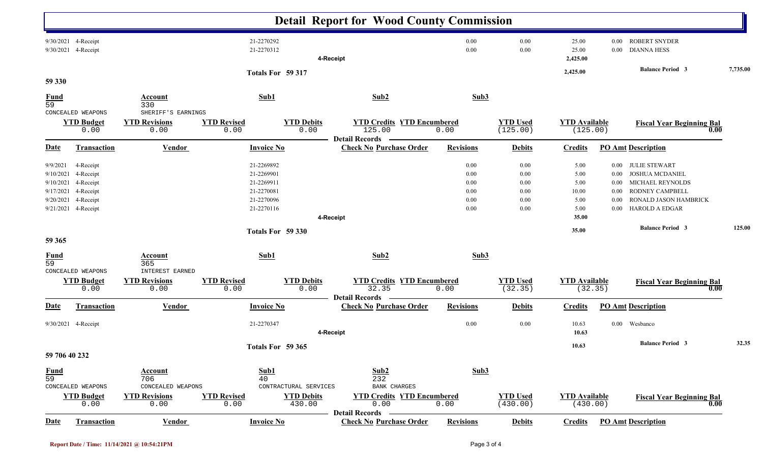# Detail Report for Wood County Commission

| Date | Transaction | Invoice No | Revisions | Debits | Credits | PO Amt | Description |
|---|---|---|---|---|---|---|---|
| 9/30/2021 | 4-Receipt | 21-2270292 | 0.00 | 0.00 | 25.00 | 0.00 | ROBERT SNYDER |
| 9/30/2021 | 4-Receipt | 21-2270312 | 0.00 | 0.00 | 25.00 | 0.00 | DIANNA HESS |
| | | 4-Receipt | | | 2,425.00 | | |

**Totals For 59 317** — 2,425.00 — **Balance Period 3** 7,735.00

## 59 330

| Fund | Account | Sub1 | Sub2 | Sub3 |
|---|---|---|---|---|
| 59 | 330 | | | |
| CONCEALED WEAPONS | SHERIFF'S EARNINGS | | | |

| YTD Budget | YTD Revisions | YTD Revised | YTD Debits | YTD Credits | YTD Encumbered | YTD Used | YTD Available | Fiscal Year Beginning Bal |
|---|---|---|---|---|---|---|---|---|
| 0.00 | 0.00 | 0.00 | 0.00 | 125.00 | 0.00 | (125.00) | (125.00) | 0.00 |

Detail Records

| Date | Transaction | Vendor | Invoice No | Check No | Purchase Order | Revisions | Debits | Credits | PO Amt | Description |
|---|---|---|---|---|---|---|---|---|---|---|
| 9/9/2021 | 4-Receipt | | 21-2269892 | | | 0.00 | 0.00 | 5.00 | 0.00 | JULIE STEWART |
| 9/10/2021 | 4-Receipt | | 21-2269901 | | | 0.00 | 0.00 | 5.00 | 0.00 | JOSHUA MCDANIEL |
| 9/10/2021 | 4-Receipt | | 21-2269911 | | | 0.00 | 0.00 | 5.00 | 0.00 | MICHAEL REYNOLDS |
| 9/17/2021 | 4-Receipt | | 21-2270081 | | | 0.00 | 0.00 | 10.00 | 0.00 | RODNEY CAMPBELL |
| 9/20/2021 | 4-Receipt | | 21-2270096 | | | 0.00 | 0.00 | 5.00 | 0.00 | RONALD JASON HAMBRICK |
| 9/21/2021 | 4-Receipt | | 21-2270116 | | | 0.00 | 0.00 | 5.00 | 0.00 | HAROLD A EDGAR |
| | | | 4-Receipt | | | | | 35.00 | | |

**Totals For 59 330** — 35.00 — **Balance Period 3** 125.00

## 59 365

| Fund | Account | Sub1 | Sub2 | Sub3 |
|---|---|---|---|---|
| 59 | 365 | | | |
| CONCEALED WEAPONS | INTEREST EARNED | | | |

| YTD Budget | YTD Revisions | YTD Revised | YTD Debits | YTD Credits | YTD Encumbered | YTD Used | YTD Available | Fiscal Year Beginning Bal |
|---|---|---|---|---|---|---|---|---|
| 0.00 | 0.00 | 0.00 | 0.00 | 32.35 | 0.00 | (32.35) | (32.35) | 0.00 |

Detail Records

| Date | Transaction | Vendor | Invoice No | Check No | Purchase Order | Revisions | Debits | Credits | PO Amt | Description |
|---|---|---|---|---|---|---|---|---|---|---|
| 9/30/2021 | 4-Receipt | | 21-2270347 | | | 0.00 | 0.00 | 10.63 | 0.00 | Wesbanco |
| | | | 4-Receipt | | | | | 10.63 | | |

**Totals For 59 365** — 10.63 — **Balance Period 3** 32.35

## 59 706 40 232

| Fund | Account | Sub1 | Sub2 | Sub3 |
|---|---|---|---|---|
| 59 | 706 | 40 | 232 | |
| CONCEALED WEAPONS | CONCEALED WEAPONS | CONTRACTURAL SERVICES | BANK CHARGES | |

| YTD Budget | YTD Revisions | YTD Revised | YTD Debits | YTD Credits | YTD Encumbered | YTD Used | YTD Available | Fiscal Year Beginning Bal |
|---|---|---|---|---|---|---|---|---|
| 0.00 | 0.00 | 0.00 | 430.00 | 0.00 | 0.00 | (430.00) | (430.00) | 0.00 |

Detail Records

| Date | Transaction | Vendor | Invoice No | Check No | Purchase Order | Revisions | Debits | Credits | PO Amt | Description |
|---|---|---|---|---|---|---|---|---|---|---|

Report Date / Time: 11/14/2021 @ 10:54:21PM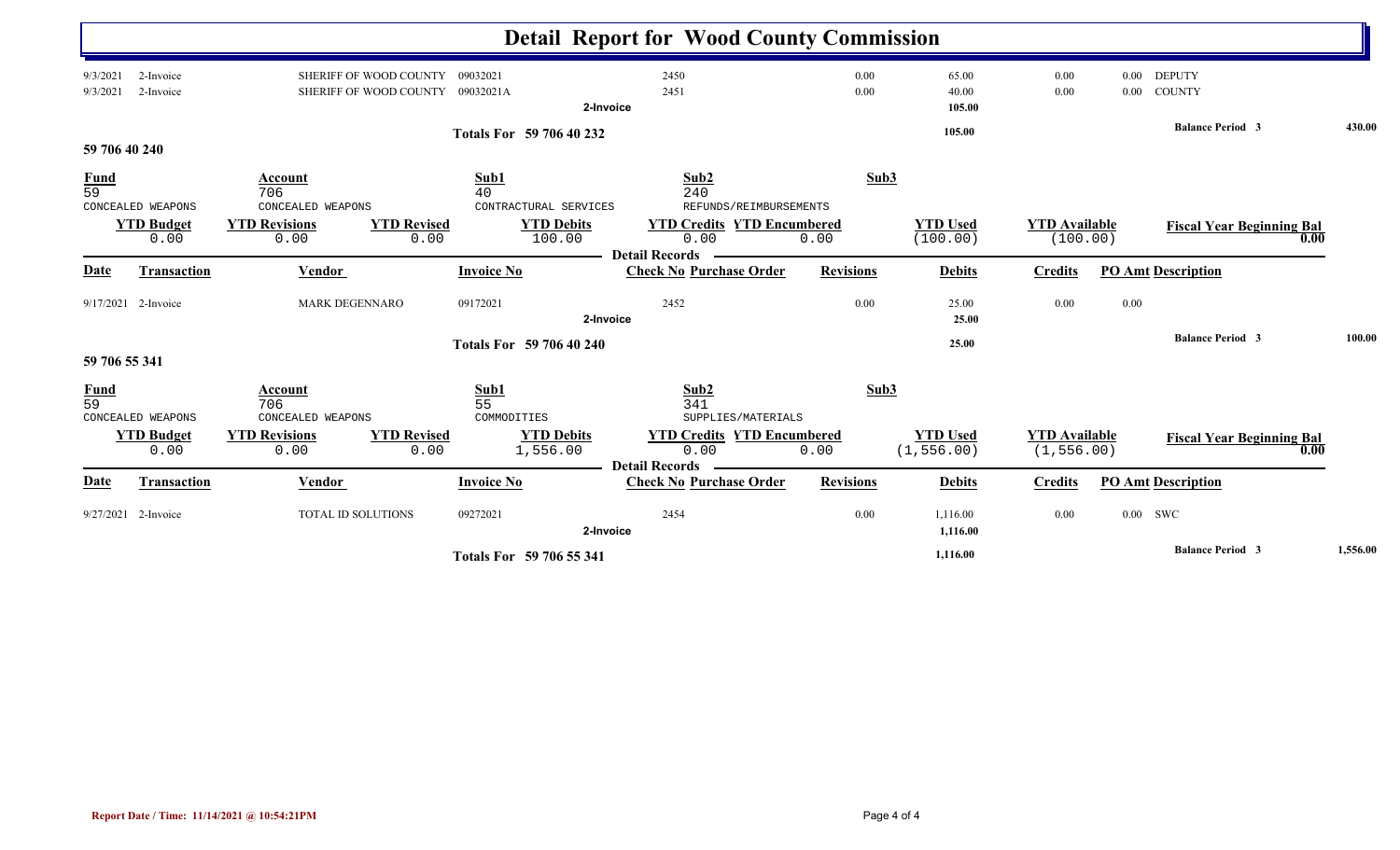# Detail Report for Wood County Commission

| | | | | | | | | | |
|---|---|---|---|---|---|---|---|---|---|
| 9/3/2021 | 2-Invoice | SHERIFF OF WOOD COUNTY | 09032021 | 2450 | 0.00 | 65.00 | 0.00 | 0.00 | DEPUTY |
| 9/3/2021 | 2-Invoice | SHERIFF OF WOOD COUNTY | 09032021A | 2451 | 0.00 | 40.00 | 0.00 | 0.00 | COUNTY |
| | | | 2-Invoice | | | 105.00 | | | |

**Totals For 59 706 40 232** — 105.00 — **Balance Period 3** 430.00

## 59 706 40 240

| Fund | Account | | Sub1 | Sub2 | | Sub3 | | | |
|---|---|---|---|---|---|---|---|---|---|
| 59 | 706 | | 40 | 240 | | | | | |
| CONCEALED WEAPONS | CONCEALED WEAPONS | | CONTRACTURAL SERVICES | REFUNDS/REIMBURSEMENTS | | | | | |
| **YTD Budget** | **YTD Revisions** | **YTD Revised** | **YTD Debits** | **YTD Credits** | **YTD Encumbered** | **YTD Used** | **YTD Available** | **Fiscal Year Beginning Bal** | |
| 0.00 | 0.00 | 0.00 | 100.00 | 0.00 | 0.00 | (100.00) | (100.00) | 0.00 | |

Detail Records

| Date | Transaction | Vendor | Invoice No | Check No | Purchase Order | Revisions | Debits | Credits | PO Amt | Description |
|---|---|---|---|---|---|---|---|---|---|---|
| 9/17/2021 | 2-Invoice | MARK DEGENNARO | 09172021 | 2452 | | 0.00 | 25.00 | 0.00 | 0.00 | |
| | | | 2-Invoice | | | | 25.00 | | | |

**Totals For 59 706 40 240** — 25.00 — **Balance Period 3** 100.00

## 59 706 55 341

| Fund | Account | | Sub1 | Sub2 | | Sub3 | | | |
|---|---|---|---|---|---|---|---|---|---|
| 59 | 706 | | 55 | 341 | | | | | |
| CONCEALED WEAPONS | CONCEALED WEAPONS | | COMMODITIES | SUPPLIES/MATERIALS | | | | | |
| **YTD Budget** | **YTD Revisions** | **YTD Revised** | **YTD Debits** | **YTD Credits** | **YTD Encumbered** | **YTD Used** | **YTD Available** | **Fiscal Year Beginning Bal** | |
| 0.00 | 0.00 | 0.00 | 1,556.00 | 0.00 | 0.00 | (1,556.00) | (1,556.00) | 0.00 | |

Detail Records

| Date | Transaction | Vendor | Invoice No | Check No | Purchase Order | Revisions | Debits | Credits | PO Amt | Description |
|---|---|---|---|---|---|---|---|---|---|---|
| 9/27/2021 | 2-Invoice | TOTAL ID SOLUTIONS | 09272021 | 2454 | | 0.00 | 1,116.00 | 0.00 | 0.00 | SWC |
| | | | 2-Invoice | | | | 1,116.00 | | | |

**Totals For 59 706 55 341** — 1,116.00 — **Balance Period 3** 1,556.00

**Report Date / Time: 11/14/2021 @ 10:54:21PM**